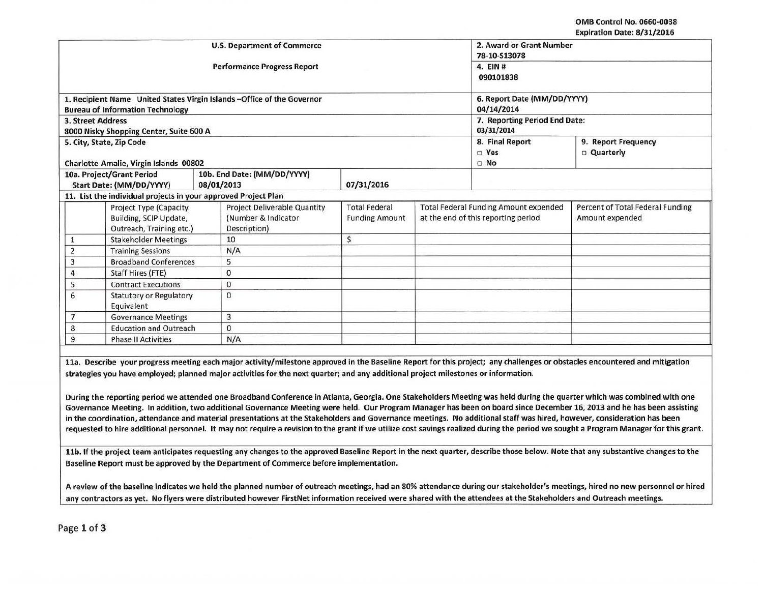OMB Control No. 0660-0038
Expiration Date: 8/31/2016

| U.S. Department of Commerce<br><br>Performance Progress Report | | 2. Award or Grant Number<br>78-10-S13078 | |
|---|---|---|---|
| | | 4. EIN #<br>090101838 | |
| 1. Recipient Name United States Virgin Islands –Office of the Governor Bureau of Information Technology | | 6. Report Date (MM/DD/YYYY)<br>04/14/2014 | |
| 3. Street Address<br>8000 Nisky Shopping Center, Suite 600 A | | 7. Reporting Period End Date:<br>03/31/2014 | |
| 5. City, State, Zip Code<br><br>Charlotte Amalie, Virgin Islands 00802 | | 8. Final Report<br>□ Yes<br>□ No | 9. Report Frequency<br>□ Quarterly |
| 10a. Project/Grant Period Start Date: (MM/DD/YYYY)<br>08/01/2013 | 10b. End Date: (MM/DD/YYYY)<br>07/31/2016 | | |

**11. List the individual projects in your approved Project Plan**

| | Project Type (Capacity Building, SCIP Update, Outreach, Training etc.) | Project Deliverable Quantity (Number & Indicator Description) | Total Federal Funding Amount | Total Federal Funding Amount expended at the end of this reporting period | Percent of Total Federal Funding Amount expended |
|---|---|---|---|---|---|
| 1 | Stakeholder Meetings | 10 | $ | | |
| 2 | Training Sessions | N/A | | | |
| 3 | Broadband Conferences | 5 | | | |
| 4 | Staff Hires (FTE) | 0 | | | |
| 5 | Contract Executions | 0 | | | |
| 6 | Statutory or Regulatory Equivalent | 0 | | | |
| 7 | Governance Meetings | 3 | | | |
| 8 | Education and Outreach | 0 | | | |
| 9 | Phase II Activities | N/A | | | |

**11a. Describe your progress meeting each major activity/milestone approved in the Baseline Report for this project; any challenges or obstacles encountered and mitigation strategies you have employed; planned major activities for the next quarter; and any additional project milestones or information.**

During the reporting period we attended one Broadband Conference in Atlanta, Georgia. One Stakeholders Meeting was held during the quarter which was combined with one Governance Meeting. In addition, two additional Governance Meeting were held. Our Program Manager has been on board since December 16, 2013 and he has been assisting in the coordination, attendance and material presentations at the Stakeholders and Governance meetings. No additional staff was hired, however, consideration has been requested to hire additional personnel. It may not require a revision to the grant if we utilize cost savings realized during the period we sought a Program Manager for this grant.

**11b. If the project team anticipates requesting any changes to the approved Baseline Report in the next quarter, describe those below. Note that any substantive changes to the Baseline Report must be approved by the Department of Commerce before implementation.**

A review of the baseline indicates we held the planned number of outreach meetings, had an 80% attendance during our stakeholder's meetings, hired no new personnel or hired any contractors as yet. No flyers were distributed however FirstNet information received were shared with the attendees at the Stakeholders and Outreach meetings.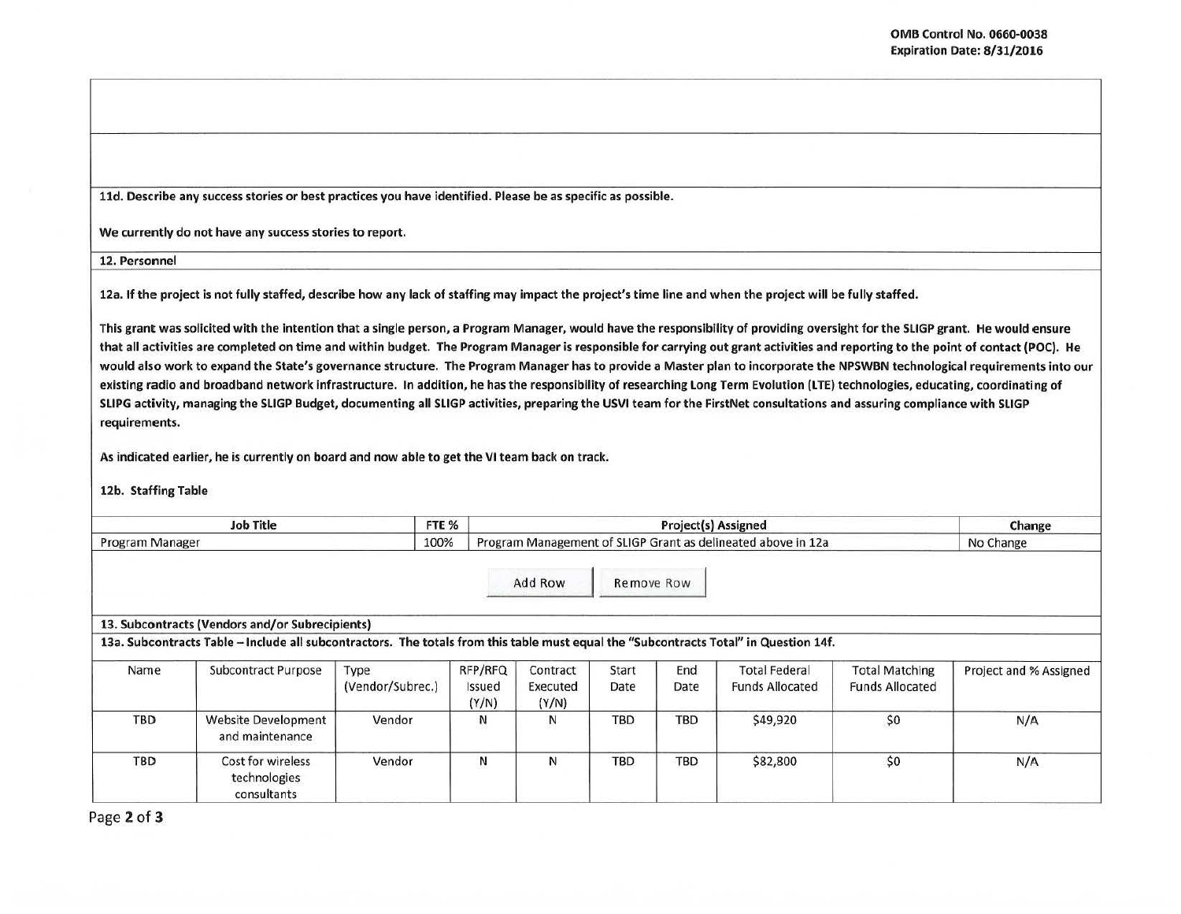**11d. Describe any success stories or best practices you have identified. Please be as specific as possible.**

**We currently do not have any success stories to report.**

**12. Personnel**

**12a. If the project is not fully staffed, describe how any lack of staffing may impact the project's time line and when the project will be fully staffed.**

**This grant was solicited with the intention that a single person, a Program Manager, would have the responsibility of providing oversight for the SLIGP grant. He would ensure that all activities are completed on time and within budget. The Program Manager is responsible for carrying out grant activities and reporting to the point of contact (POC). He would also work to expand the State's governance structure. The Program Manager has to provide a Master plan to incorporate the NPSWBN technological requirements into our existing radio and broadband network infrastructure. In addition, he has the responsibility of researching Long Term Evolution (LTE) technologies, educating, coordinating of SLIPG activity, managing the SLIGP Budget, documenting all SLIGP activities, preparing the USVI team for the FirstNet consultations and assuring compliance with SLIGP requirements.**

**As indicated earlier, he is currently on board and now able to get the VI team back on track.**

**12b. Staffing Table**

| Job Title | FTE % | Project(s) Assigned | Change |
|---|---|---|---|
| Program Manager | 100% | Program Management of SLIGP Grant as delineated above in 12a | No Change |

**13. Subcontracts (Vendors and/or Subrecipients)**

**13a. Subcontracts Table – Include all subcontractors. The totals from this table must equal the "Subcontracts Total" in Question 14f.**

| Name | Subcontract Purpose | Type (Vendor/Subrec.) | RFP/RFQ Issued (Y/N) | Contract Executed (Y/N) | Start Date | End Date | Total Federal Funds Allocated | Total Matching Funds Allocated | Project and % Assigned |
|---|---|---|---|---|---|---|---|---|---|
| TBD | Website Development and maintenance | Vendor | N | N | TBD | TBD | $49,920 | $0 | N/A |
| TBD | Cost for wireless technologies consultants | Vendor | N | N | TBD | TBD | $82,800 | $0 | N/A |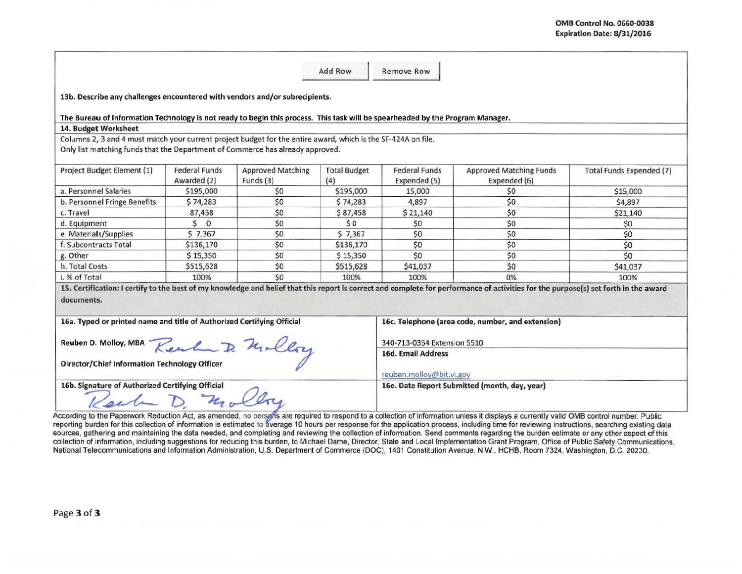OMB Control No. 0660-0038
Expiration Date: 8/31/2016

Add Row | Remove Row

**13b. Describe any challenges encountered with vendors and/or subrecipients.**

**The Bureau of Information Technology is not ready to begin this process. This task will be spearheaded by the Program Manager.**

**14. Budget Worksheet**

Columns 2, 3 and 4 must match your current project budget for the entire award, which is the SF-424A on file.
Only list matching funds that the Department of Commerce has already approved.

| Project Budget Element (1) | Federal Funds Awarded (2) | Approved Matching Funds (3) | Total Budget (4) | Federal Funds Expended (5) | Approved Matching Funds Expended (6) | Total Funds Expended (7) |
|---|---|---|---|---|---|---|
| a. Personnel Salaries | $195,000 | $0 | $195,000 | 15,000 | $0 | $15,000 |
| b. Personnel Fringe Benefits | $ 74,283 | $0 | $ 74,283 | 4,897 | $0 | $4,897 |
| c. Travel | 87,458 | $0 | $ 87,458 | $ 21,140 | $0 | $21,140 |
| d. Equipment | $ 0 | $0 | $ 0 | $0 | $0 | $0 |
| e. Materials/Supplies | $ 7,367 | $0 | $ 7,367 | $0 | $0 | $0 |
| f. Subcontracts Total | $136,170 | $0 | $136,170 | $0 | $0 | $0 |
| g. Other | $ 15,350 | $0 | $ 15,350 | $0 | $0 | $0 |
| h. Total Costs | $515,628 | $0 | $515,628 | $41,037 | $0 | $41,037 |
| i. % of Total | 100% | $0 | 100% | 100% | 0% | 100% |

**15. Certification: I certify to the best of my knowledge and belief that this report is correct and complete for performance of activities for the purpose(s) set forth in the award documents.**

**16a. Typed or printed name and title of Authorized Certifying Official**

**Reuben D. Molloy, MBA** Reuben D. Molloy

**Director/Chief Information Technology Officer**

**16b. Signature of Authorized Certifying Official**

Reuben D. Molloy

**16c. Telephone (area code, number, and extension)**

340-713-0354 Extension 5510

**16d. Email Address**

reuben.molloy@bit.vi.gov

**16e. Date Report Submitted (month, day, year)**

According to the Paperwork Reduction Act, as amended, no persons are required to respond to a collection of information unless it displays a currently valid OMB control number. Public reporting burden for this collection of information is estimated to average 10 hours per response for the application process, including time for reviewing instructions, searching existing data sources, gathering and maintaining the data needed, and completing and reviewing the collection of information. Send comments regarding the burden estimate or any other aspect of this collection of information, including suggestions for reducing this burden, to Michael Dame, Director, State and Local Implementation Grant Program, Office of Public Safety Communications, National Telecommunications and Information Administration, U.S. Department of Commerce (DOC), 1401 Constitution Avenue, N.W., HCHB, Room 7324, Washington, D.C. 20230.